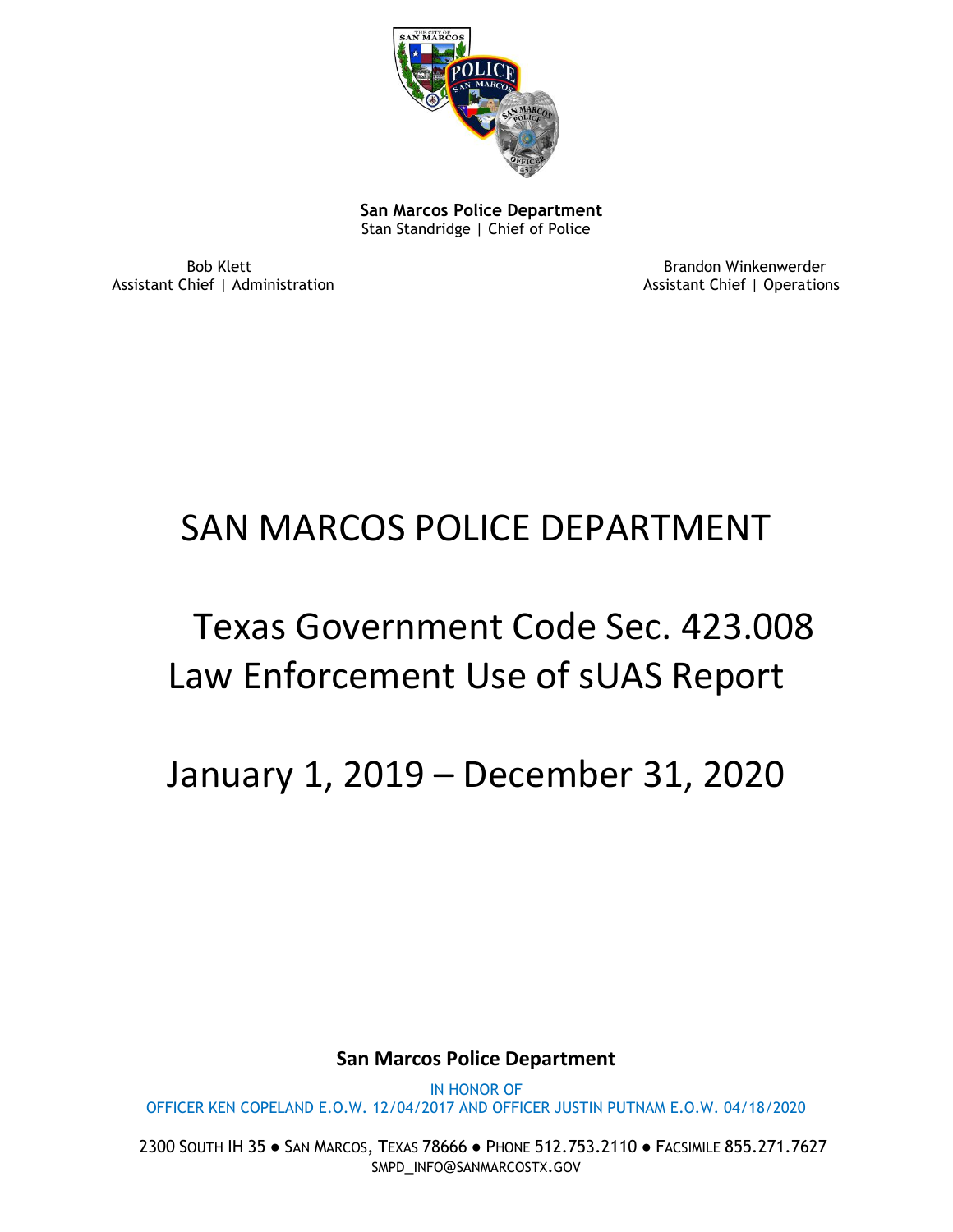**San Marcos Police Department**
Stan Standridge | Chief of Police

Bob Klett
Assistant Chief | Administration

Brandon Winkenwerder
Assistant Chief | Operations

# SAN MARCOS POLICE DEPARTMENT

# Texas Government Code Sec. 423.008 Law Enforcement Use of sUAS Report

# January 1, 2019 – December 31, 2020

**San Marcos Police Department**

IN HONOR OF
OFFICER KEN COPELAND E.O.W. 12/04/2017 AND OFFICER JUSTIN PUTNAM E.O.W. 04/18/2020

2300 SOUTH IH 35 ● SAN MARCOS, TEXAS 78666 ● PHONE 512.753.2110 ● FACSIMILE 855.271.7627
SMPD_INFO@SANMARCOSTX.GOV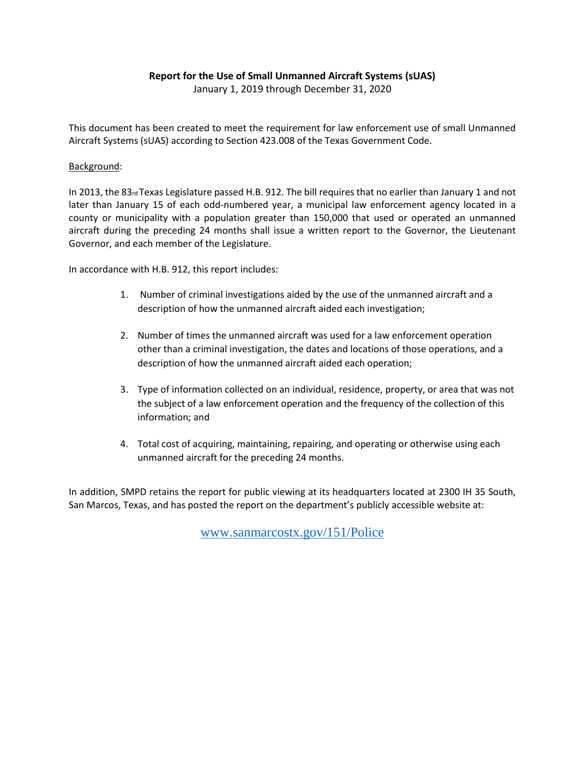**Report for the Use of Small Unmanned Aircraft Systems (sUAS)**

January 1, 2019 through December 31, 2020

This document has been created to meet the requirement for law enforcement use of small Unmanned Aircraft Systems (sUAS) according to Section 423.008 of the Texas Government Code.

Background:

In 2013, the 83rd Texas Legislature passed H.B. 912. The bill requires that no earlier than January 1 and not later than January 15 of each odd-numbered year, a municipal law enforcement agency located in a county or municipality with a population greater than 150,000 that used or operated an unmanned aircraft during the preceding 24 months shall issue a written report to the Governor, the Lieutenant Governor, and each member of the Legislature.

In accordance with H.B. 912, this report includes:

1. Number of criminal investigations aided by the use of the unmanned aircraft and a description of how the unmanned aircraft aided each investigation;

2. Number of times the unmanned aircraft was used for a law enforcement operation other than a criminal investigation, the dates and locations of those operations, and a description of how the unmanned aircraft aided each operation;

3. Type of information collected on an individual, residence, property, or area that was not the subject of a law enforcement operation and the frequency of the collection of this information; and

4. Total cost of acquiring, maintaining, repairing, and operating or otherwise using each unmanned aircraft for the preceding 24 months.

In addition, SMPD retains the report for public viewing at its headquarters located at 2300 IH 35 South, San Marcos, Texas, and has posted the report on the department's publicly accessible website at:

www.sanmarcostx.gov/151/Police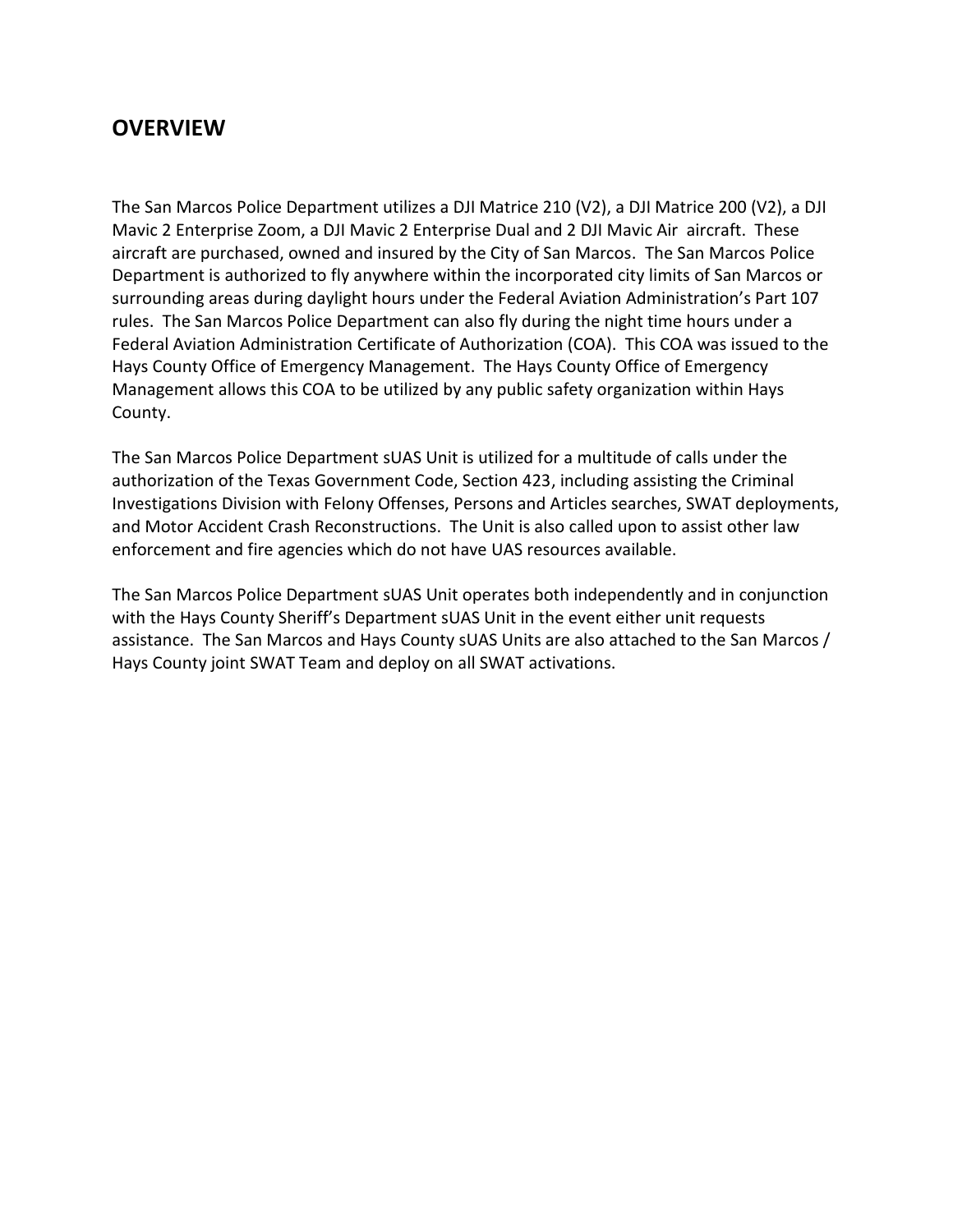## OVERVIEW

The San Marcos Police Department utilizes a DJI Matrice 210 (V2), a DJI Matrice 200 (V2), a DJI Mavic 2 Enterprise Zoom, a DJI Mavic 2 Enterprise Dual and 2 DJI Mavic Air aircraft. These aircraft are purchased, owned and insured by the City of San Marcos. The San Marcos Police Department is authorized to fly anywhere within the incorporated city limits of San Marcos or surrounding areas during daylight hours under the Federal Aviation Administration's Part 107 rules. The San Marcos Police Department can also fly during the night time hours under a Federal Aviation Administration Certificate of Authorization (COA). This COA was issued to the Hays County Office of Emergency Management. The Hays County Office of Emergency Management allows this COA to be utilized by any public safety organization within Hays County.

The San Marcos Police Department sUAS Unit is utilized for a multitude of calls under the authorization of the Texas Government Code, Section 423, including assisting the Criminal Investigations Division with Felony Offenses, Persons and Articles searches, SWAT deployments, and Motor Accident Crash Reconstructions. The Unit is also called upon to assist other law enforcement and fire agencies which do not have UAS resources available.

The San Marcos Police Department sUAS Unit operates both independently and in conjunction with the Hays County Sheriff's Department sUAS Unit in the event either unit requests assistance. The San Marcos and Hays County sUAS Units are also attached to the San Marcos / Hays County joint SWAT Team and deploy on all SWAT activations.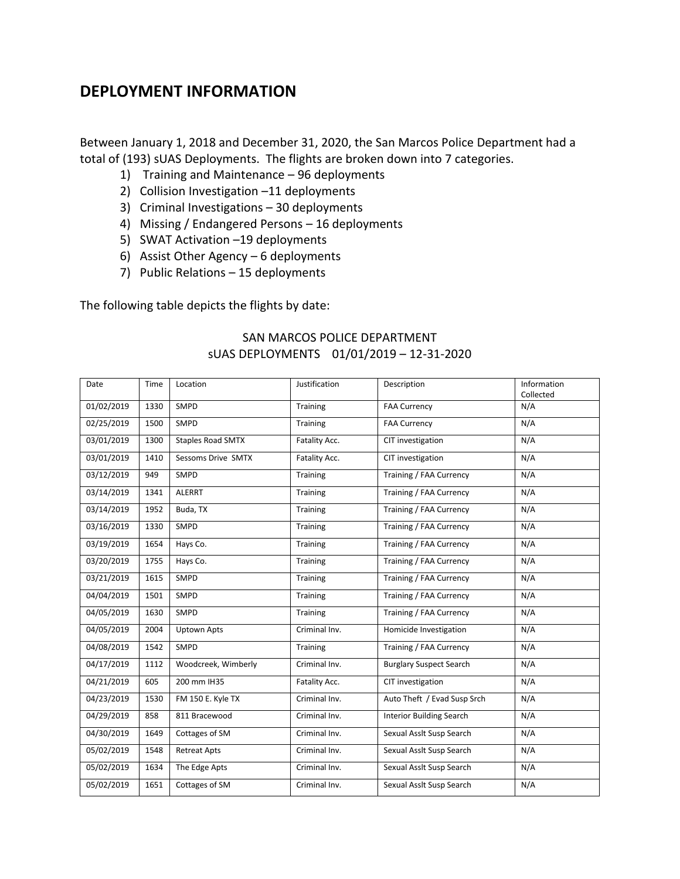## DEPLOYMENT INFORMATION

Between January 1, 2018 and December 31, 2020, the San Marcos Police Department had a total of (193) sUAS Deployments. The flights are broken down into 7 categories.

1) Training and Maintenance – 96 deployments
2) Collision Investigation –11 deployments
3) Criminal Investigations – 30 deployments
4) Missing / Endangered Persons – 16 deployments
5) SWAT Activation –19 deployments
6) Assist Other Agency – 6 deployments
7) Public Relations – 15 deployments

The following table depicts the flights by date:

SAN MARCOS POLICE DEPARTMENT
sUAS DEPLOYMENTS 01/01/2019 – 12-31-2020

| Date | Time | Location | Justification | Description | Information Collected |
|---|---|---|---|---|---|
| 01/02/2019 | 1330 | SMPD | Training | FAA Currency | N/A |
| 02/25/2019 | 1500 | SMPD | Training | FAA Currency | N/A |
| 03/01/2019 | 1300 | Staples Road SMTX | Fatality Acc. | CIT investigation | N/A |
| 03/01/2019 | 1410 | Sessoms Drive SMTX | Fatality Acc. | CIT investigation | N/A |
| 03/12/2019 | 949 | SMPD | Training | Training / FAA Currency | N/A |
| 03/14/2019 | 1341 | ALERRT | Training | Training / FAA Currency | N/A |
| 03/14/2019 | 1952 | Buda, TX | Training | Training / FAA Currency | N/A |
| 03/16/2019 | 1330 | SMPD | Training | Training / FAA Currency | N/A |
| 03/19/2019 | 1654 | Hays Co. | Training | Training / FAA Currency | N/A |
| 03/20/2019 | 1755 | Hays Co. | Training | Training / FAA Currency | N/A |
| 03/21/2019 | 1615 | SMPD | Training | Training / FAA Currency | N/A |
| 04/04/2019 | 1501 | SMPD | Training | Training / FAA Currency | N/A |
| 04/05/2019 | 1630 | SMPD | Training | Training / FAA Currency | N/A |
| 04/05/2019 | 2004 | Uptown Apts | Criminal Inv. | Homicide Investigation | N/A |
| 04/08/2019 | 1542 | SMPD | Training | Training / FAA Currency | N/A |
| 04/17/2019 | 1112 | Woodcreek, Wimberly | Criminal Inv. | Burglary Suspect Search | N/A |
| 04/21/2019 | 605 | 200 mm IH35 | Fatality Acc. | CIT investigation | N/A |
| 04/23/2019 | 1530 | FM 150 E. Kyle TX | Criminal Inv. | Auto Theft / Evad Susp Srch | N/A |
| 04/29/2019 | 858 | 811 Bracewood | Criminal Inv. | Interior Building Search | N/A |
| 04/30/2019 | 1649 | Cottages of SM | Criminal Inv. | Sexual Asslt Susp Search | N/A |
| 05/02/2019 | 1548 | Retreat Apts | Criminal Inv. | Sexual Asslt Susp Search | N/A |
| 05/02/2019 | 1634 | The Edge Apts | Criminal Inv. | Sexual Asslt Susp Search | N/A |
| 05/02/2019 | 1651 | Cottages of SM | Criminal Inv. | Sexual Asslt Susp Search | N/A |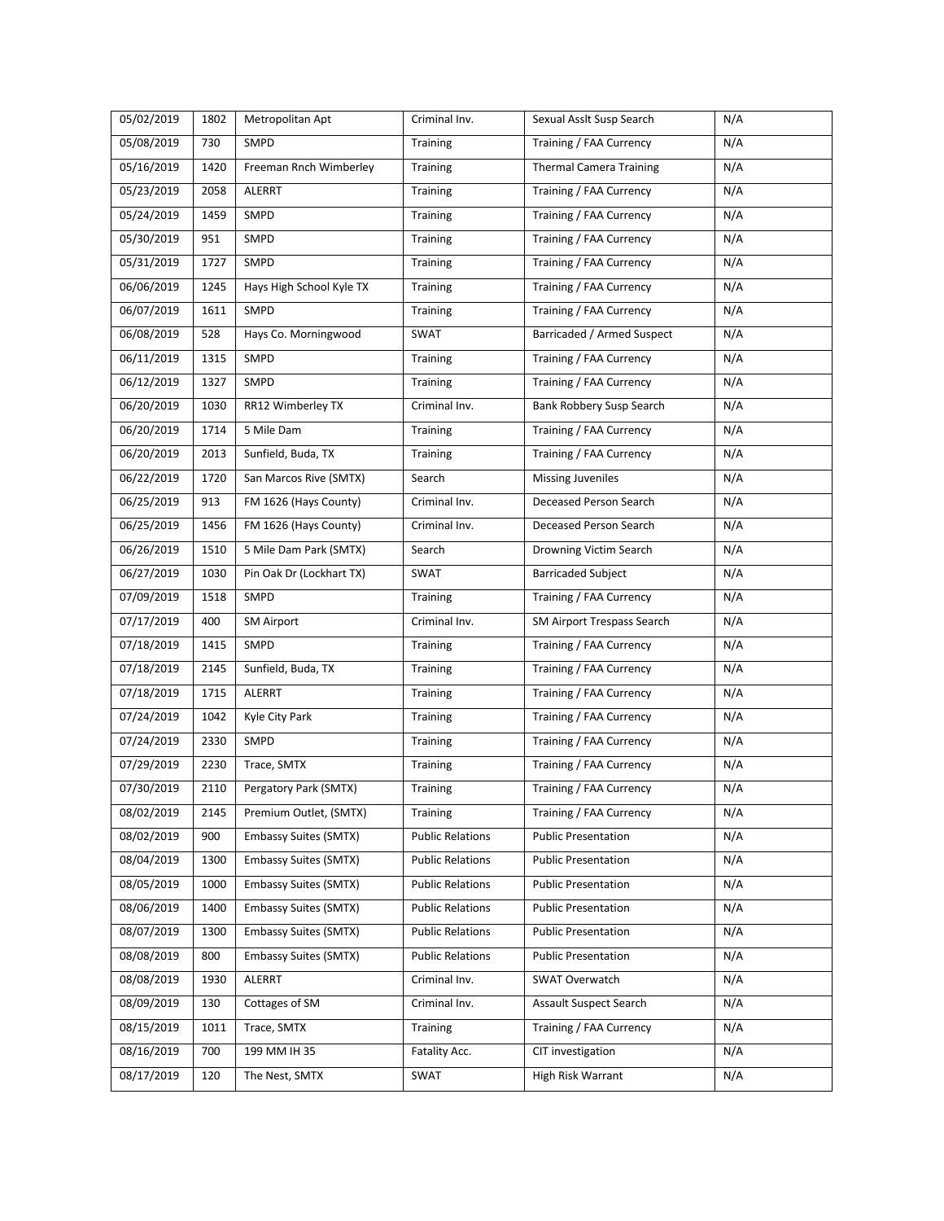| 05/02/2019 | 1802 | Metropolitan Apt | Criminal Inv. | Sexual Asslt Susp Search | N/A |
| --- | --- | --- | --- | --- | --- |
| 05/08/2019 | 730 | SMPD | Training | Training / FAA Currency | N/A |
| 05/16/2019 | 1420 | Freeman Rnch Wimberley | Training | Thermal Camera Training | N/A |
| 05/23/2019 | 2058 | ALERRT | Training | Training / FAA Currency | N/A |
| 05/24/2019 | 1459 | SMPD | Training | Training / FAA Currency | N/A |
| 05/30/2019 | 951 | SMPD | Training | Training / FAA Currency | N/A |
| 05/31/2019 | 1727 | SMPD | Training | Training / FAA Currency | N/A |
| 06/06/2019 | 1245 | Hays High School Kyle TX | Training | Training / FAA Currency | N/A |
| 06/07/2019 | 1611 | SMPD | Training | Training / FAA Currency | N/A |
| 06/08/2019 | 528 | Hays Co. Morningwood | SWAT | Barricaded / Armed Suspect | N/A |
| 06/11/2019 | 1315 | SMPD | Training | Training / FAA Currency | N/A |
| 06/12/2019 | 1327 | SMPD | Training | Training / FAA Currency | N/A |
| 06/20/2019 | 1030 | RR12 Wimberley TX | Criminal Inv. | Bank Robbery Susp Search | N/A |
| 06/20/2019 | 1714 | 5 Mile Dam | Training | Training / FAA Currency | N/A |
| 06/20/2019 | 2013 | Sunfield, Buda, TX | Training | Training / FAA Currency | N/A |
| 06/22/2019 | 1720 | San Marcos Rive (SMTX) | Search | Missing Juveniles | N/A |
| 06/25/2019 | 913 | FM 1626 (Hays County) | Criminal Inv. | Deceased Person Search | N/A |
| 06/25/2019 | 1456 | FM 1626 (Hays County) | Criminal Inv. | Deceased Person Search | N/A |
| 06/26/2019 | 1510 | 5 Mile Dam Park (SMTX) | Search | Drowning Victim Search | N/A |
| 06/27/2019 | 1030 | Pin Oak Dr (Lockhart TX) | SWAT | Barricaded Subject | N/A |
| 07/09/2019 | 1518 | SMPD | Training | Training / FAA Currency | N/A |
| 07/17/2019 | 400 | SM Airport | Criminal Inv. | SM Airport Trespass Search | N/A |
| 07/18/2019 | 1415 | SMPD | Training | Training / FAA Currency | N/A |
| 07/18/2019 | 2145 | Sunfield, Buda, TX | Training | Training / FAA Currency | N/A |
| 07/18/2019 | 1715 | ALERRT | Training | Training / FAA Currency | N/A |
| 07/24/2019 | 1042 | Kyle City Park | Training | Training / FAA Currency | N/A |
| 07/24/2019 | 2330 | SMPD | Training | Training / FAA Currency | N/A |
| 07/29/2019 | 2230 | Trace, SMTX | Training | Training / FAA Currency | N/A |
| 07/30/2019 | 2110 | Pergatory Park (SMTX) | Training | Training / FAA Currency | N/A |
| 08/02/2019 | 2145 | Premium Outlet, (SMTX) | Training | Training / FAA Currency | N/A |
| 08/02/2019 | 900 | Embassy Suites (SMTX) | Public Relations | Public Presentation | N/A |
| 08/04/2019 | 1300 | Embassy Suites (SMTX) | Public Relations | Public Presentation | N/A |
| 08/05/2019 | 1000 | Embassy Suites (SMTX) | Public Relations | Public Presentation | N/A |
| 08/06/2019 | 1400 | Embassy Suites (SMTX) | Public Relations | Public Presentation | N/A |
| 08/07/2019 | 1300 | Embassy Suites (SMTX) | Public Relations | Public Presentation | N/A |
| 08/08/2019 | 800 | Embassy Suites (SMTX) | Public Relations | Public Presentation | N/A |
| 08/08/2019 | 1930 | ALERRT | Criminal Inv. | SWAT Overwatch | N/A |
| 08/09/2019 | 130 | Cottages of SM | Criminal Inv. | Assault Suspect Search | N/A |
| 08/15/2019 | 1011 | Trace, SMTX | Training | Training / FAA Currency | N/A |
| 08/16/2019 | 700 | 199 MM IH 35 | Fatality Acc. | CIT investigation | N/A |
| 08/17/2019 | 120 | The Nest, SMTX | SWAT | High Risk Warrant | N/A |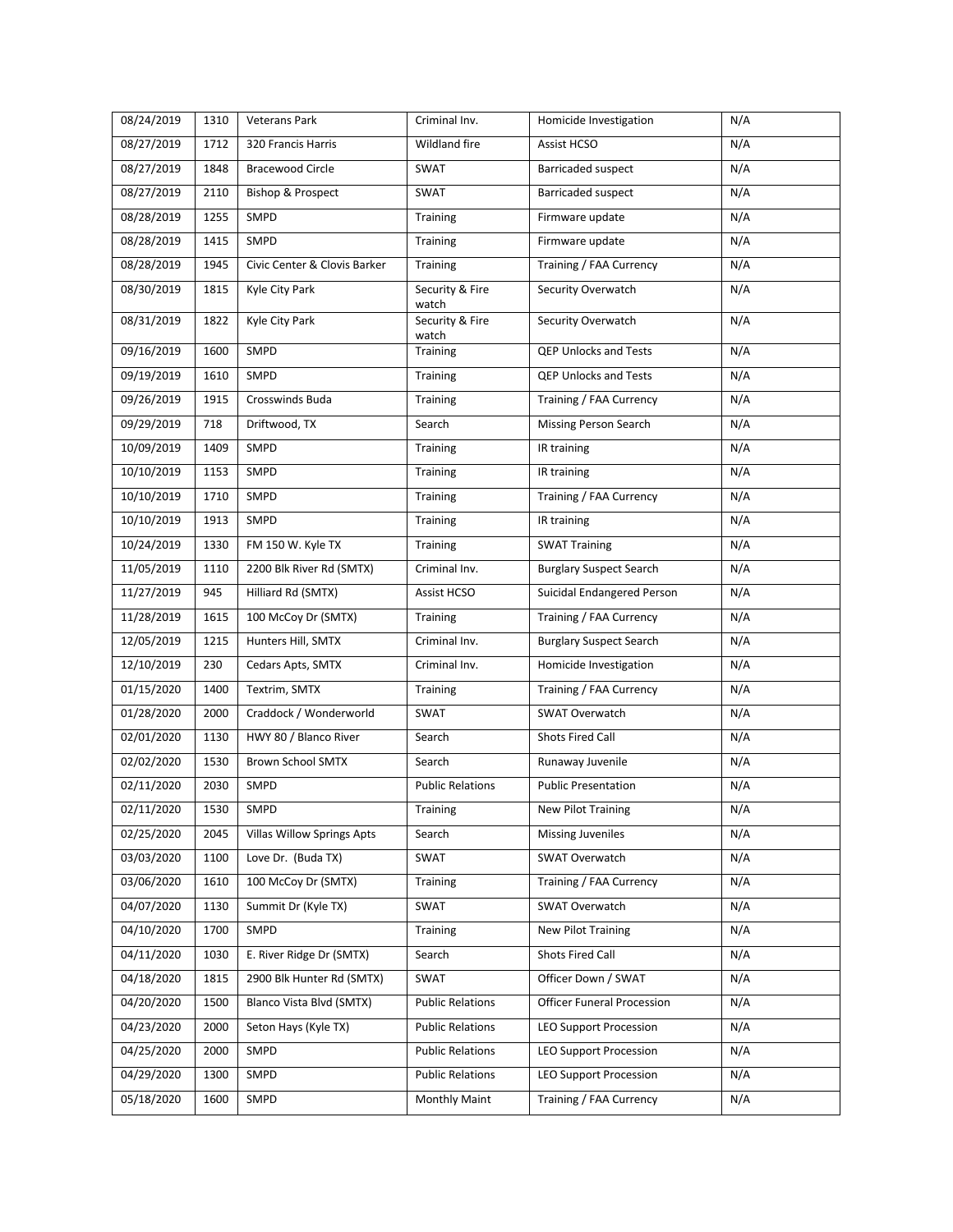| 08/24/2019 | 1310 | Veterans Park | Criminal Inv. | Homicide Investigation | N/A |
|---|---|---|---|---|---|
| 08/27/2019 | 1712 | 320 Francis Harris | Wildland fire | Assist HCSO | N/A |
| 08/27/2019 | 1848 | Bracewood Circle | SWAT | Barricaded suspect | N/A |
| 08/27/2019 | 2110 | Bishop & Prospect | SWAT | Barricaded suspect | N/A |
| 08/28/2019 | 1255 | SMPD | Training | Firmware update | N/A |
| 08/28/2019 | 1415 | SMPD | Training | Firmware update | N/A |
| 08/28/2019 | 1945 | Civic Center & Clovis Barker | Training | Training / FAA Currency | N/A |
| 08/30/2019 | 1815 | Kyle City Park | Security & Fire watch | Security Overwatch | N/A |
| 08/31/2019 | 1822 | Kyle City Park | Security & Fire watch | Security Overwatch | N/A |
| 09/16/2019 | 1600 | SMPD | Training | QEP Unlocks and Tests | N/A |
| 09/19/2019 | 1610 | SMPD | Training | QEP Unlocks and Tests | N/A |
| 09/26/2019 | 1915 | Crosswinds Buda | Training | Training / FAA Currency | N/A |
| 09/29/2019 | 718 | Driftwood, TX | Search | Missing Person Search | N/A |
| 10/09/2019 | 1409 | SMPD | Training | IR training | N/A |
| 10/10/2019 | 1153 | SMPD | Training | IR training | N/A |
| 10/10/2019 | 1710 | SMPD | Training | Training / FAA Currency | N/A |
| 10/10/2019 | 1913 | SMPD | Training | IR training | N/A |
| 10/24/2019 | 1330 | FM 150 W. Kyle TX | Training | SWAT Training | N/A |
| 11/05/2019 | 1110 | 2200 Blk River Rd (SMTX) | Criminal Inv. | Burglary Suspect Search | N/A |
| 11/27/2019 | 945 | Hilliard Rd (SMTX) | Assist HCSO | Suicidal Endangered Person | N/A |
| 11/28/2019 | 1615 | 100 McCoy Dr (SMTX) | Training | Training / FAA Currency | N/A |
| 12/05/2019 | 1215 | Hunters Hill, SMTX | Criminal Inv. | Burglary Suspect Search | N/A |
| 12/10/2019 | 230 | Cedars Apts, SMTX | Criminal Inv. | Homicide Investigation | N/A |
| 01/15/2020 | 1400 | Textrim, SMTX | Training | Training / FAA Currency | N/A |
| 01/28/2020 | 2000 | Craddock / Wonderworld | SWAT | SWAT Overwatch | N/A |
| 02/01/2020 | 1130 | HWY 80 / Blanco River | Search | Shots Fired Call | N/A |
| 02/02/2020 | 1530 | Brown School SMTX | Search | Runaway Juvenile | N/A |
| 02/11/2020 | 2030 | SMPD | Public Relations | Public Presentation | N/A |
| 02/11/2020 | 1530 | SMPD | Training | New Pilot Training | N/A |
| 02/25/2020 | 2045 | Villas Willow Springs Apts | Search | Missing Juveniles | N/A |
| 03/03/2020 | 1100 | Love Dr. (Buda TX) | SWAT | SWAT Overwatch | N/A |
| 03/06/2020 | 1610 | 100 McCoy Dr (SMTX) | Training | Training / FAA Currency | N/A |
| 04/07/2020 | 1130 | Summit Dr (Kyle TX) | SWAT | SWAT Overwatch | N/A |
| 04/10/2020 | 1700 | SMPD | Training | New Pilot Training | N/A |
| 04/11/2020 | 1030 | E. River Ridge Dr (SMTX) | Search | Shots Fired Call | N/A |
| 04/18/2020 | 1815 | 2900 Blk Hunter Rd (SMTX) | SWAT | Officer Down / SWAT | N/A |
| 04/20/2020 | 1500 | Blanco Vista Blvd (SMTX) | Public Relations | Officer Funeral Procession | N/A |
| 04/23/2020 | 2000 | Seton Hays (Kyle TX) | Public Relations | LEO Support Procession | N/A |
| 04/25/2020 | 2000 | SMPD | Public Relations | LEO Support Procession | N/A |
| 04/29/2020 | 1300 | SMPD | Public Relations | LEO Support Procession | N/A |
| 05/18/2020 | 1600 | SMPD | Monthly Maint | Training / FAA Currency | N/A |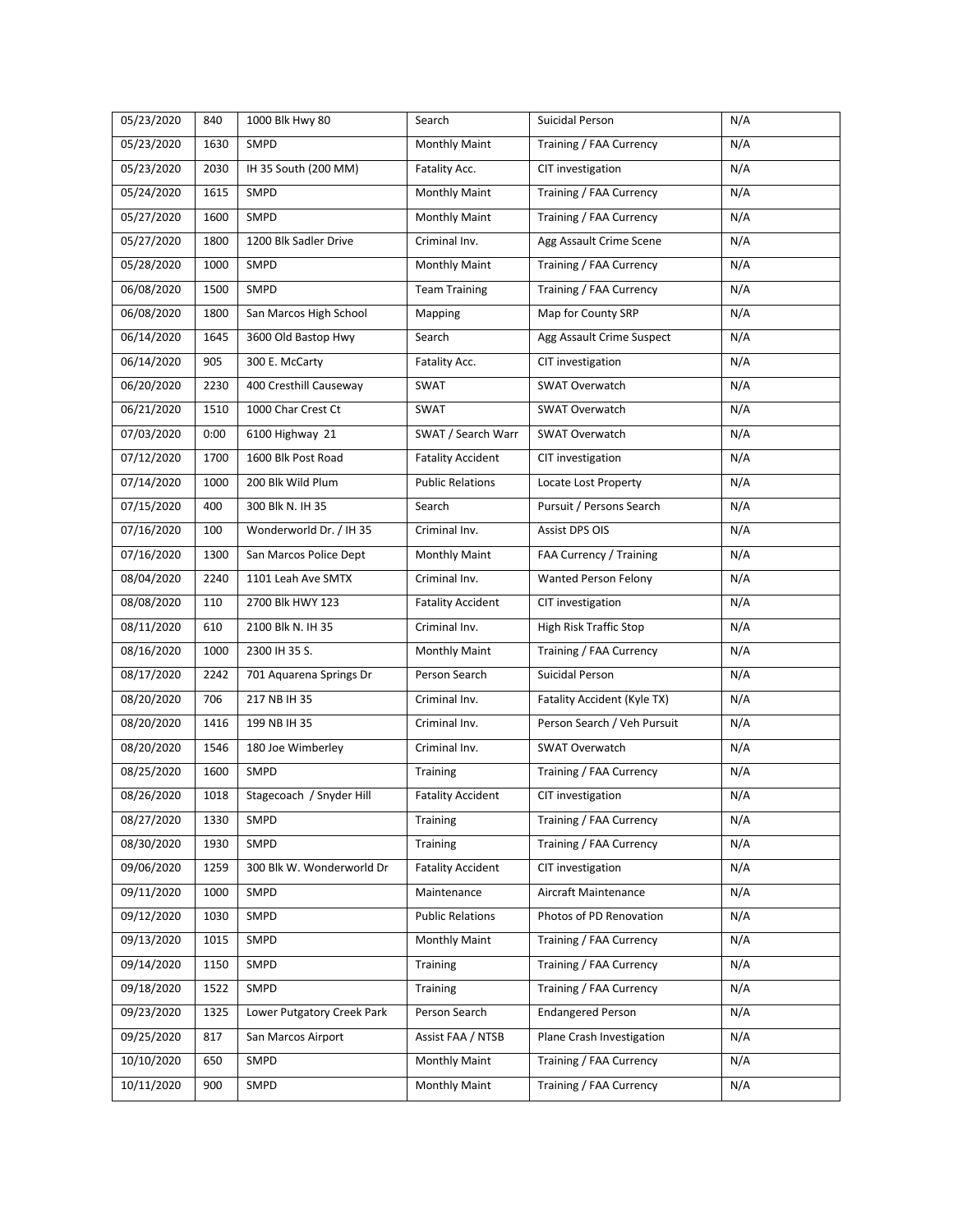| 05/23/2020 | 840 | 1000 Blk Hwy 80 | Search | Suicidal Person | N/A |
|---|---|---|---|---|---|
| 05/23/2020 | 1630 | SMPD | Monthly Maint | Training / FAA Currency | N/A |
| 05/23/2020 | 2030 | IH 35 South (200 MM) | Fatality Acc. | CIT investigation | N/A |
| 05/24/2020 | 1615 | SMPD | Monthly Maint | Training / FAA Currency | N/A |
| 05/27/2020 | 1600 | SMPD | Monthly Maint | Training / FAA Currency | N/A |
| 05/27/2020 | 1800 | 1200 Blk Sadler Drive | Criminal Inv. | Agg Assault Crime Scene | N/A |
| 05/28/2020 | 1000 | SMPD | Monthly Maint | Training / FAA Currency | N/A |
| 06/08/2020 | 1500 | SMPD | Team Training | Training / FAA Currency | N/A |
| 06/08/2020 | 1800 | San Marcos High School | Mapping | Map for County SRP | N/A |
| 06/14/2020 | 1645 | 3600 Old Bastop Hwy | Search | Agg Assault Crime Suspect | N/A |
| 06/14/2020 | 905 | 300 E. McCarty | Fatality Acc. | CIT investigation | N/A |
| 06/20/2020 | 2230 | 400 Cresthill Causeway | SWAT | SWAT Overwatch | N/A |
| 06/21/2020 | 1510 | 1000 Char Crest Ct | SWAT | SWAT Overwatch | N/A |
| 07/03/2020 | 0:00 | 6100 Highway 21 | SWAT / Search Warr | SWAT Overwatch | N/A |
| 07/12/2020 | 1700 | 1600 Blk Post Road | Fatality Accident | CIT investigation | N/A |
| 07/14/2020 | 1000 | 200 Blk Wild Plum | Public Relations | Locate Lost Property | N/A |
| 07/15/2020 | 400 | 300 Blk N. IH 35 | Search | Pursuit / Persons Search | N/A |
| 07/16/2020 | 100 | Wonderworld Dr. / IH 35 | Criminal Inv. | Assist DPS OIS | N/A |
| 07/16/2020 | 1300 | San Marcos Police Dept | Monthly Maint | FAA Currency / Training | N/A |
| 08/04/2020 | 2240 | 1101 Leah Ave SMTX | Criminal Inv. | Wanted Person Felony | N/A |
| 08/08/2020 | 110 | 2700 Blk HWY 123 | Fatality Accident | CIT investigation | N/A |
| 08/11/2020 | 610 | 2100 Blk N. IH 35 | Criminal Inv. | High Risk Traffic Stop | N/A |
| 08/16/2020 | 1000 | 2300 IH 35 S. | Monthly Maint | Training / FAA Currency | N/A |
| 08/17/2020 | 2242 | 701 Aquarena Springs Dr | Person Search | Suicidal Person | N/A |
| 08/20/2020 | 706 | 217 NB IH 35 | Criminal Inv. | Fatality Accident (Kyle TX) | N/A |
| 08/20/2020 | 1416 | 199 NB IH 35 | Criminal Inv. | Person Search / Veh Pursuit | N/A |
| 08/20/2020 | 1546 | 180 Joe Wimberley | Criminal Inv. | SWAT Overwatch | N/A |
| 08/25/2020 | 1600 | SMPD | Training | Training / FAA Currency | N/A |
| 08/26/2020 | 1018 | Stagecoach / Snyder Hill | Fatality Accident | CIT investigation | N/A |
| 08/27/2020 | 1330 | SMPD | Training | Training / FAA Currency | N/A |
| 08/30/2020 | 1930 | SMPD | Training | Training / FAA Currency | N/A |
| 09/06/2020 | 1259 | 300 Blk W. Wonderworld Dr | Fatality Accident | CIT investigation | N/A |
| 09/11/2020 | 1000 | SMPD | Maintenance | Aircraft Maintenance | N/A |
| 09/12/2020 | 1030 | SMPD | Public Relations | Photos of PD Renovation | N/A |
| 09/13/2020 | 1015 | SMPD | Monthly Maint | Training / FAA Currency | N/A |
| 09/14/2020 | 1150 | SMPD | Training | Training / FAA Currency | N/A |
| 09/18/2020 | 1522 | SMPD | Training | Training / FAA Currency | N/A |
| 09/23/2020 | 1325 | Lower Putgatory Creek Park | Person Search | Endangered Person | N/A |
| 09/25/2020 | 817 | San Marcos Airport | Assist FAA / NTSB | Plane Crash Investigation | N/A |
| 10/10/2020 | 650 | SMPD | Monthly Maint | Training / FAA Currency | N/A |
| 10/11/2020 | 900 | SMPD | Monthly Maint | Training / FAA Currency | N/A |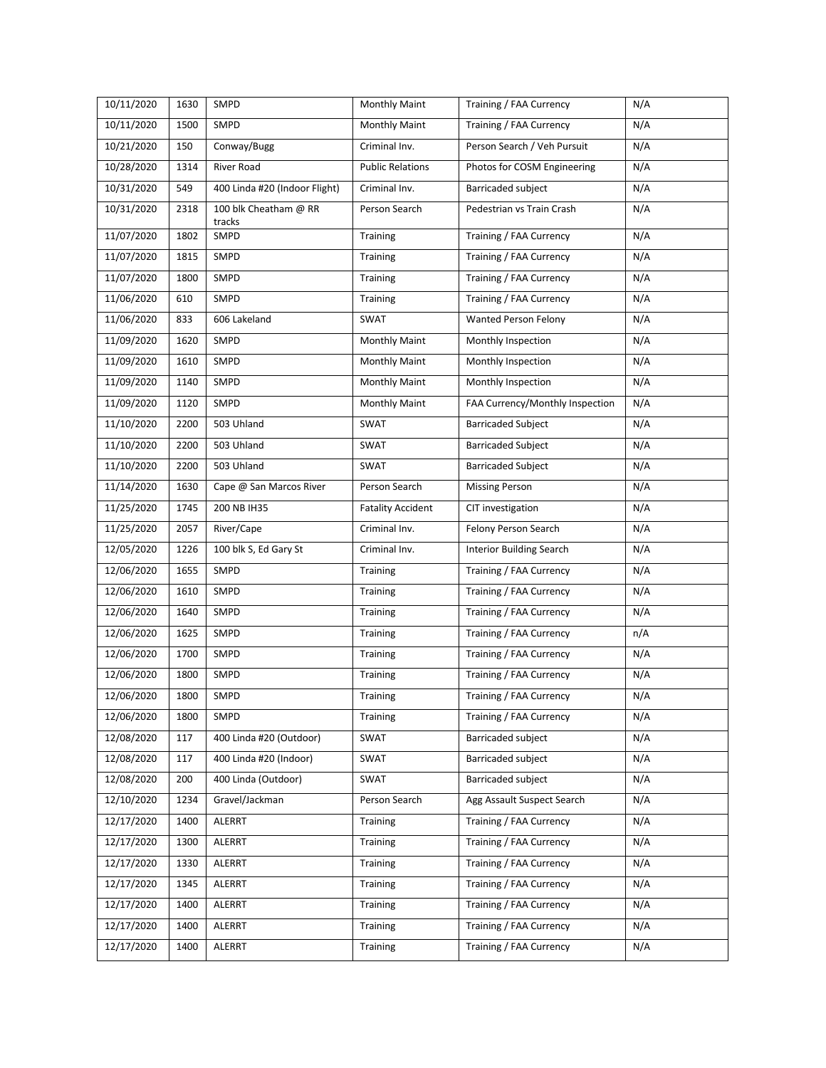| 10/11/2020 | 1630 | SMPD | Monthly Maint | Training / FAA Currency | N/A |
|---|---|---|---|---|---|
| 10/11/2020 | 1500 | SMPD | Monthly Maint | Training / FAA Currency | N/A |
| 10/21/2020 | 150 | Conway/Bugg | Criminal Inv. | Person Search / Veh Pursuit | N/A |
| 10/28/2020 | 1314 | River Road | Public Relations | Photos for COSM Engineering | N/A |
| 10/31/2020 | 549 | 400 Linda #20 (Indoor Flight) | Criminal Inv. | Barricaded subject | N/A |
| 10/31/2020 | 2318 | 100 blk Cheatham @ RR tracks | Person Search | Pedestrian vs Train Crash | N/A |
| 11/07/2020 | 1802 | SMPD | Training | Training / FAA Currency | N/A |
| 11/07/2020 | 1815 | SMPD | Training | Training / FAA Currency | N/A |
| 11/07/2020 | 1800 | SMPD | Training | Training / FAA Currency | N/A |
| 11/06/2020 | 610 | SMPD | Training | Training / FAA Currency | N/A |
| 11/06/2020 | 833 | 606 Lakeland | SWAT | Wanted Person Felony | N/A |
| 11/09/2020 | 1620 | SMPD | Monthly Maint | Monthly Inspection | N/A |
| 11/09/2020 | 1610 | SMPD | Monthly Maint | Monthly Inspection | N/A |
| 11/09/2020 | 1140 | SMPD | Monthly Maint | Monthly Inspection | N/A |
| 11/09/2020 | 1120 | SMPD | Monthly Maint | FAA Currency/Monthly Inspection | N/A |
| 11/10/2020 | 2200 | 503 Uhland | SWAT | Barricaded Subject | N/A |
| 11/10/2020 | 2200 | 503 Uhland | SWAT | Barricaded Subject | N/A |
| 11/10/2020 | 2200 | 503 Uhland | SWAT | Barricaded Subject | N/A |
| 11/14/2020 | 1630 | Cape @ San Marcos River | Person Search | Missing Person | N/A |
| 11/25/2020 | 1745 | 200 NB IH35 | Fatality Accident | CIT investigation | N/A |
| 11/25/2020 | 2057 | River/Cape | Criminal Inv. | Felony Person Search | N/A |
| 12/05/2020 | 1226 | 100 blk S, Ed Gary St | Criminal Inv. | Interior Building Search | N/A |
| 12/06/2020 | 1655 | SMPD | Training | Training / FAA Currency | N/A |
| 12/06/2020 | 1610 | SMPD | Training | Training / FAA Currency | N/A |
| 12/06/2020 | 1640 | SMPD | Training | Training / FAA Currency | N/A |
| 12/06/2020 | 1625 | SMPD | Training | Training / FAA Currency | n/A |
| 12/06/2020 | 1700 | SMPD | Training | Training / FAA Currency | N/A |
| 12/06/2020 | 1800 | SMPD | Training | Training / FAA Currency | N/A |
| 12/06/2020 | 1800 | SMPD | Training | Training / FAA Currency | N/A |
| 12/06/2020 | 1800 | SMPD | Training | Training / FAA Currency | N/A |
| 12/08/2020 | 117 | 400 Linda #20 (Outdoor) | SWAT | Barricaded subject | N/A |
| 12/08/2020 | 117 | 400 Linda #20 (Indoor) | SWAT | Barricaded subject | N/A |
| 12/08/2020 | 200 | 400 Linda (Outdoor) | SWAT | Barricaded subject | N/A |
| 12/10/2020 | 1234 | Gravel/Jackman | Person Search | Agg Assault Suspect Search | N/A |
| 12/17/2020 | 1400 | ALERRT | Training | Training / FAA Currency | N/A |
| 12/17/2020 | 1300 | ALERRT | Training | Training / FAA Currency | N/A |
| 12/17/2020 | 1330 | ALERRT | Training | Training / FAA Currency | N/A |
| 12/17/2020 | 1345 | ALERRT | Training | Training / FAA Currency | N/A |
| 12/17/2020 | 1400 | ALERRT | Training | Training / FAA Currency | N/A |
| 12/17/2020 | 1400 | ALERRT | Training | Training / FAA Currency | N/A |
| 12/17/2020 | 1400 | ALERRT | Training | Training / FAA Currency | N/A |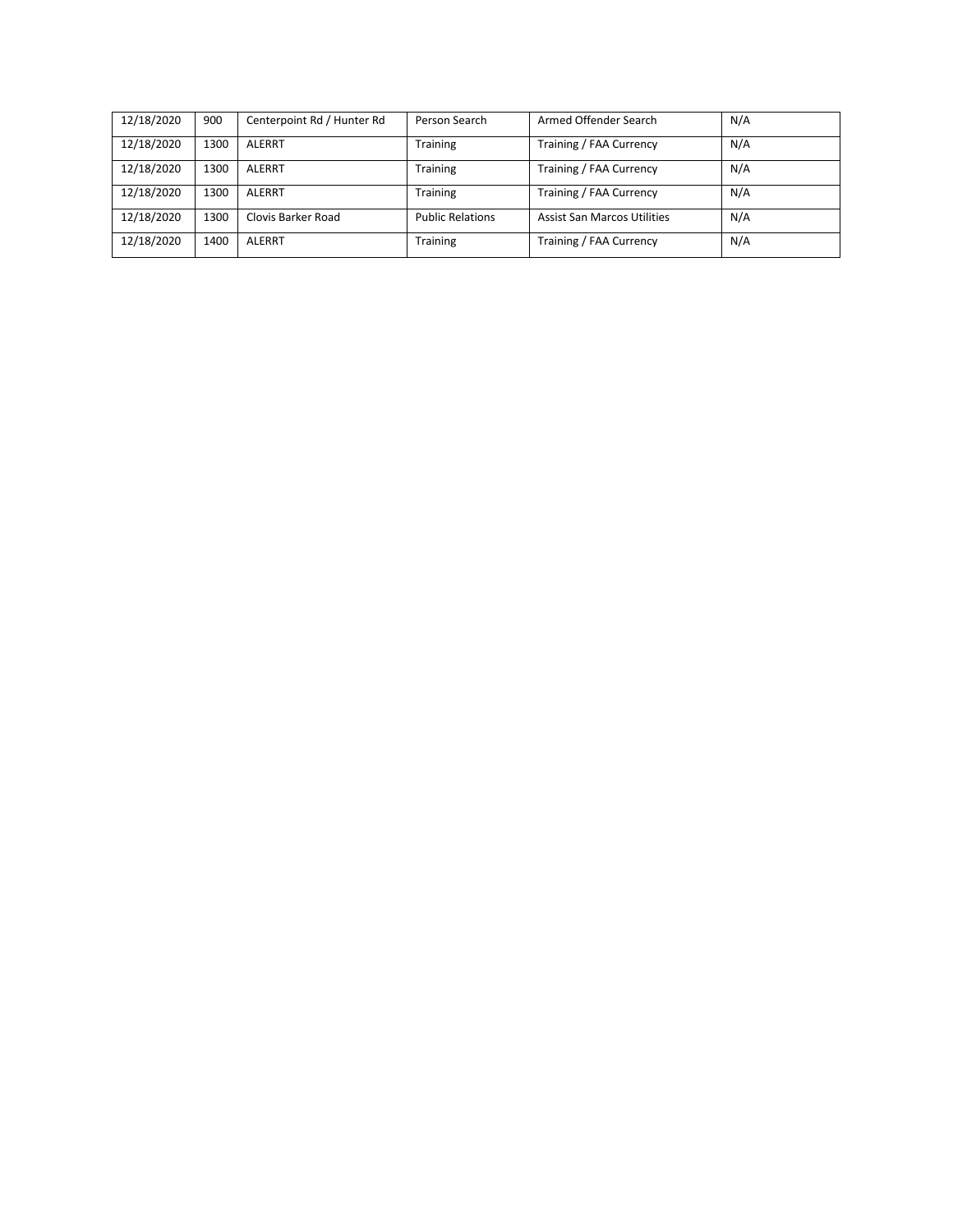| 12/18/2020 | 900 | Centerpoint Rd / Hunter Rd | Person Search | Armed Offender Search | N/A |
|---|---|---|---|---|---|
| 12/18/2020 | 1300 | ALERRT | Training | Training / FAA Currency | N/A |
| 12/18/2020 | 1300 | ALERRT | Training | Training / FAA Currency | N/A |
| 12/18/2020 | 1300 | ALERRT | Training | Training / FAA Currency | N/A |
| 12/18/2020 | 1300 | Clovis Barker Road | Public Relations | Assist San Marcos Utilities | N/A |
| 12/18/2020 | 1400 | ALERRT | Training | Training / FAA Currency | N/A |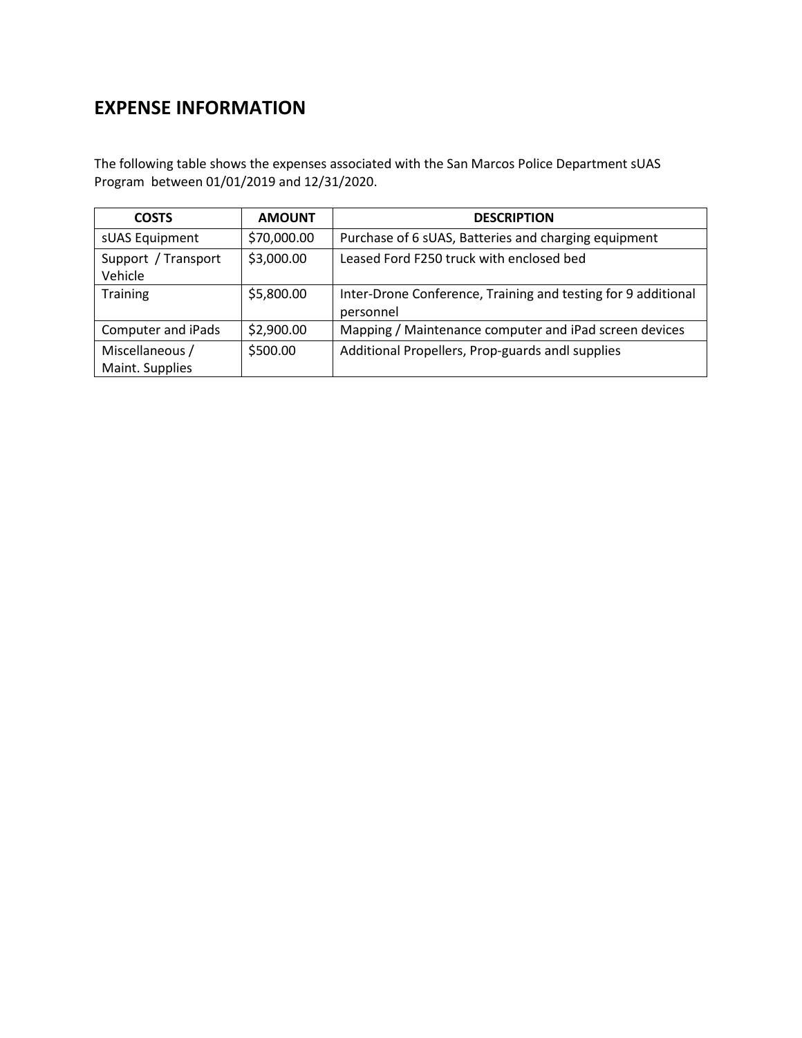# EXPENSE INFORMATION

The following table shows the expenses associated with the San Marcos Police Department sUAS Program between 01/01/2019 and 12/31/2020.

| COSTS | AMOUNT | DESCRIPTION |
|---|---|---|
| sUAS Equipment | $70,000.00 | Purchase of 6 sUAS, Batteries and charging equipment |
| Support / Transport Vehicle | $3,000.00 | Leased Ford F250 truck with enclosed bed |
| Training | $5,800.00 | Inter-Drone Conference, Training and testing for 9 additional personnel |
| Computer and iPads | $2,900.00 | Mapping / Maintenance computer and iPad screen devices |
| Miscellaneous / Maint. Supplies | $500.00 | Additional Propellers, Prop-guards andl supplies |